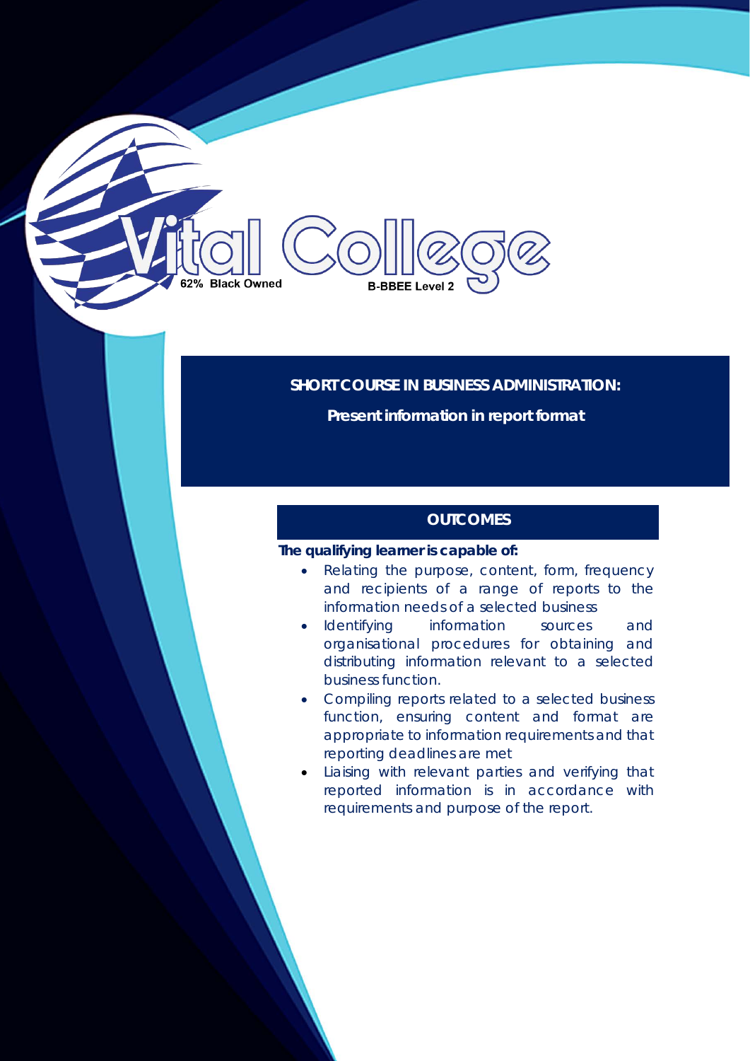Vital College

62% Black Owned

B-BBEE Level 2

# SHORT COURSE IN BUSINESS ADMINISTRATION:

## Present information in report format

### OUTCOMES

**The qualifying learner is capable of:**

- Relating the purpose, content, form, frequency and recipients of a range of reports to the information needs of a selected business
- Identifying information sources and organisational procedures for obtaining and distributing information relevant to a selected business function.
- Compiling reports related to a selected business function, ensuring content and format are appropriate to information requirements and that reporting deadlines are met
- Liaising with relevant parties and verifying that reported information is in accordance with requirements and purpose of the report.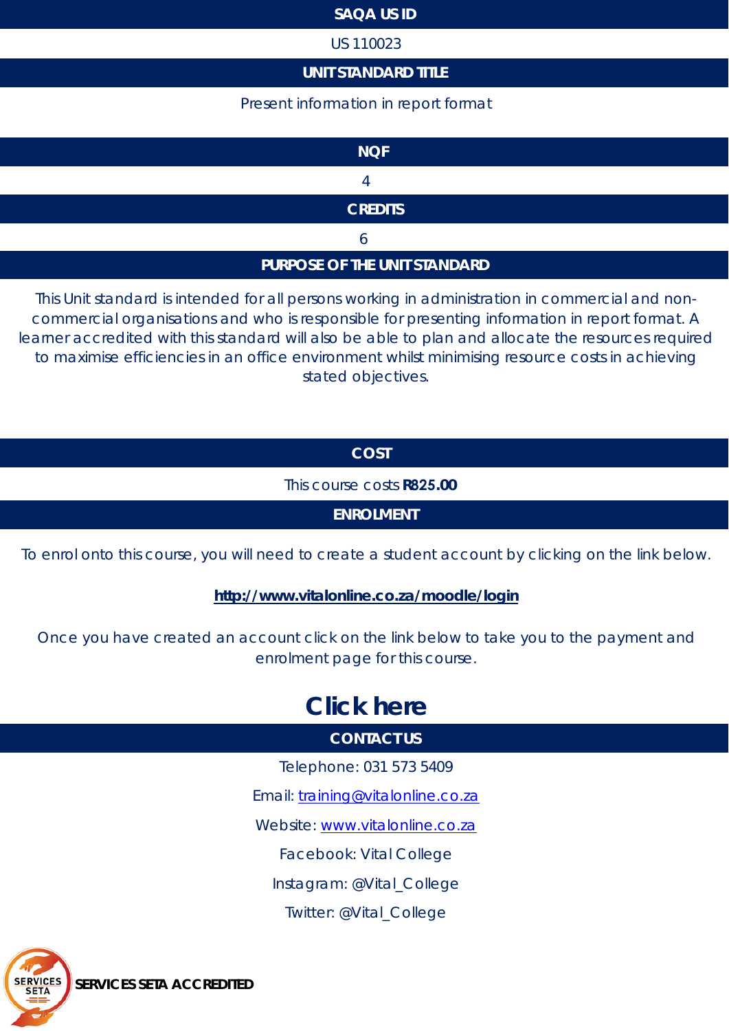## SAQA US ID

US 110023

## UNIT STANDARD TITLE

Present information in report format

## NQF

4

## CREDITS

6

## PURPOSE OF THE UNIT STANDARD

This Unit standard is intended for all persons working in administration in commercial and non-commercial organisations and who is responsible for presenting information in report format. A learner accredited with this standard will also be able to plan and allocate the resources required to maximise efficiencies in an office environment whilst minimising resource costs in achieving stated objectives.

## COST

This course costs **R825.00**

## ENROLMENT

To enrol onto this course, you will need to create a student account by clicking on the link below.

**http://www.vitalonline.co.za/moodle/login**

Once you have created an account click on the link below to take you to the payment and enrolment page for this course.

# Click here

## CONTACT US

Telephone: 031 573 5409

Email: training@vitalonline.co.za

Website: www.vitalonline.co.za

Facebook: Vital College

Instagram: @Vital_College

Twitter: @Vital_College

SERVICES SETA

**SERVICES SETA ACCREDITED**